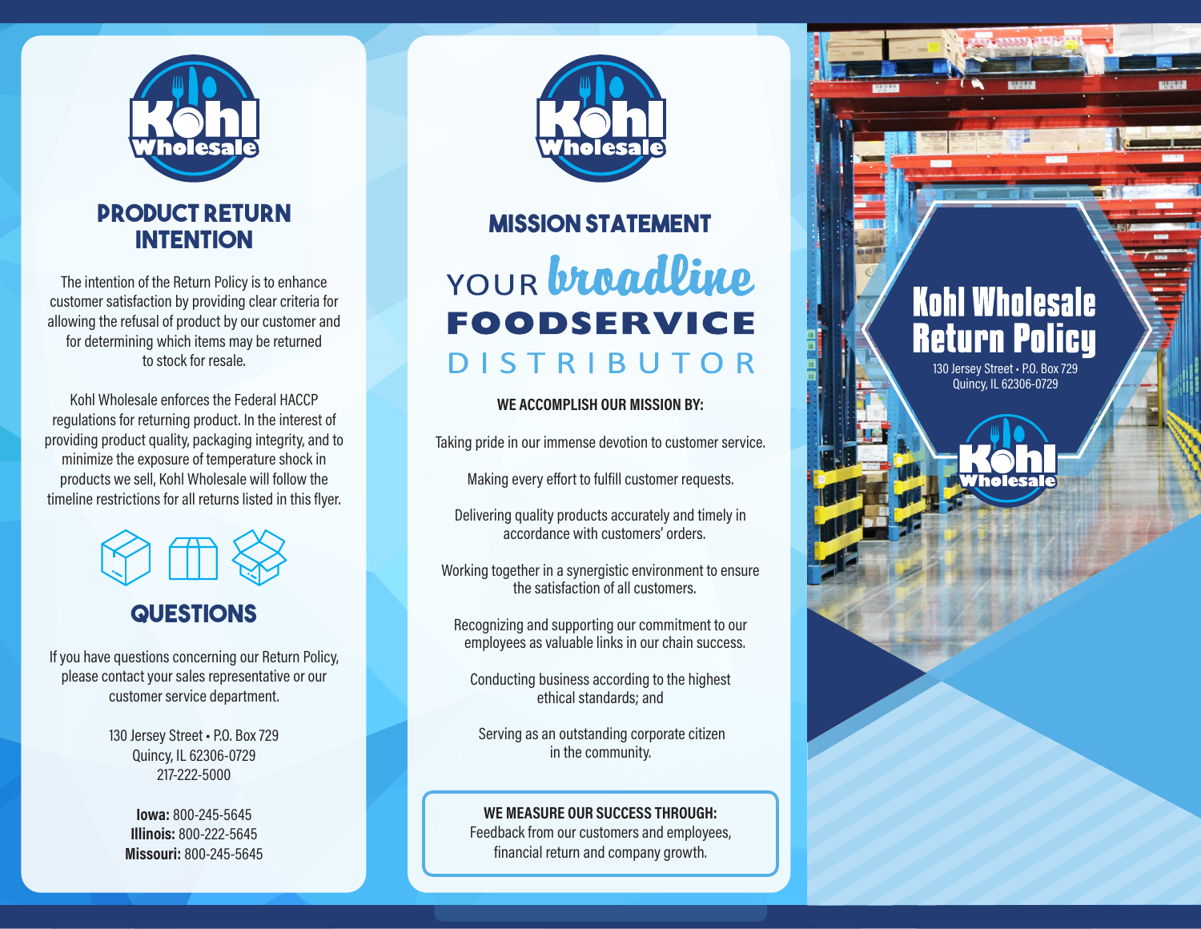Kohl Wholesale

## PRODUCT RETURN INTENTION

The intention of the Return Policy is to enhance customer satisfaction by providing clear criteria for allowing the refusal of product by our customer and for determining which items may be returned to stock for resale.

Kohl Wholesale enforces the Federal HACCP regulations for returning product. In the interest of providing product quality, packaging integrity, and to minimize the exposure of temperature shock in products we sell, Kohl Wholesale will follow the timeline restrictions for all returns listed in this flyer.

## QUESTIONS

If you have questions concerning our Return Policy, please contact your sales representative or our customer service department.

130 Jersey Street • P.O. Box 729
Quincy, IL 62306-0729
217-222-5000

**Iowa:** 800-245-5645
**Illinois:** 800-222-5645
**Missouri:** 800-245-5645

Kohl Wholesale

## MISSION STATEMENT

YOUR *broadline* **FOODSERVICE** DISTRIBUTOR

**WE ACCOMPLISH OUR MISSION BY:**

Taking pride in our immense devotion to customer service.

Making every effort to fulfill customer requests.

Delivering quality products accurately and timely in accordance with customers' orders.

Working together in a synergistic environment to ensure the satisfaction of all customers.

Recognizing and supporting our commitment to our employees as valuable links in our chain success.

Conducting business according to the highest ethical standards; and

Serving as an outstanding corporate citizen in the community.

**WE MEASURE OUR SUCCESS THROUGH:**
Feedback from our customers and employees, financial return and company growth.

# Kohl Wholesale Return Policy

130 Jersey Street • P.O. Box 729
Quincy, IL 62306-0729

Kohl Wholesale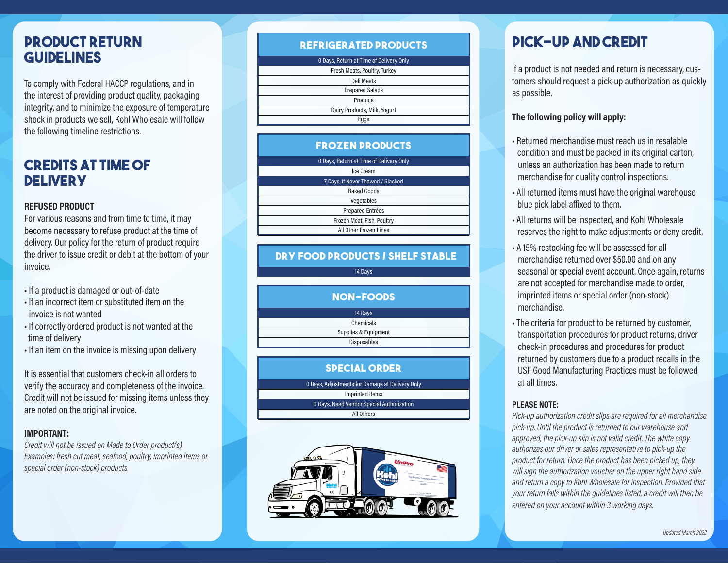# PRODUCT RETURN GUIDELINES

To comply with Federal HACCP regulations, and in the interest of providing product quality, packaging integrity, and to minimize the exposure of temperature shock in products we sell, Kohl Wholesale will follow the following timeline restrictions.

# CREDITS AT TIME OF DELIVERY

**REFUSED PRODUCT**
For various reasons and from time to time, it may become necessary to refuse product at the time of delivery. Our policy for the return of product require the driver to issue credit or debit at the bottom of your invoice.

- If a product is damaged or out-of-date
- If an incorrect item or substituted item on the invoice is not wanted
- If correctly ordered product is not wanted at the time of delivery
- If an item on the invoice is missing upon delivery

It is essential that customers check-in all orders to verify the accuracy and completeness of the invoice. Credit will not be issued for missing items unless they are noted on the original invoice.

**IMPORTANT:**
*Credit will not be issued on Made to Order product(s). Examples: fresh cut meat, seafood, poultry, imprinted items or special order (non-stock) products.*

## REFRIGERATED PRODUCTS

| |
|---|
| 0 Days, Return at Time of Delivery Only |
| Fresh Meats, Poultry, Turkey |
| Deli Meats |
| Prepared Salads |
| Produce |
| Dairy Products, Milk, Yogurt |
| Eggs |

## FROZEN PRODUCTS

| |
|---|
| 0 Days, Return at Time of Delivery Only |
| Ice Cream |
| 7 Days, if Never Thawed / Slacked |
| Baked Goods |
| Vegetables |
| Prepared Entrées |
| Frozen Meat, Fish, Poultry |
| All Other Frozen Lines |

## DRY FOOD PRODUCTS / SHELF STABLE

| |
|---|
| 14 Days |

## NON-FOODS

| |
|---|
| 14 Days |
| Chemicals |
| Supplies & Equipment |
| Disposables |

## SPECIAL ORDER

| |
|---|
| 0 Days, Adjustments for Damage at Delivery Only |
| Imprinted Items |
| 0 Days, Need Vendor Special Authorization |
| All Others |

# PICK-UP AND CREDIT

If a product is not needed and return is necessary, customers should request a pick-up authorization as quickly as possible.

**The following policy will apply:**

- Returned merchandise must reach us in resalable condition and must be packed in its original carton, unless an authorization has been made to return merchandise for quality control inspections.
- All returned items must have the original warehouse blue pick label affixed to them.
- All returns will be inspected, and Kohl Wholesale reserves the right to make adjustments or deny credit.
- A 15% restocking fee will be assessed for all merchandise returned over $50.00 and on any seasonal or special event account. Once again, returns are not accepted for merchandise made to order, imprinted items or special order (non-stock) merchandise.
- The criteria for product to be returned by customer, transportation procedures for product returns, driver check-in procedures and procedures for product returned by customers due to a product recalls in the USF Good Manufacturing Practices must be followed at all times.

**PLEASE NOTE:**
*Pick-up authorization credit slips are required for all merchandise pick-up. Until the product is returned to our warehouse and approved, the pick-up slip is not valid credit. The white copy authorizes our driver or sales representative to pick-up the product for return. Once the product has been picked up, they will sign the authorization voucher on the upper right hand side and return a copy to Kohl Wholesale for inspection. Provided that your return falls within the guidelines listed, a credit will then be entered on your account within 3 working days.*

*Updated March 2022*